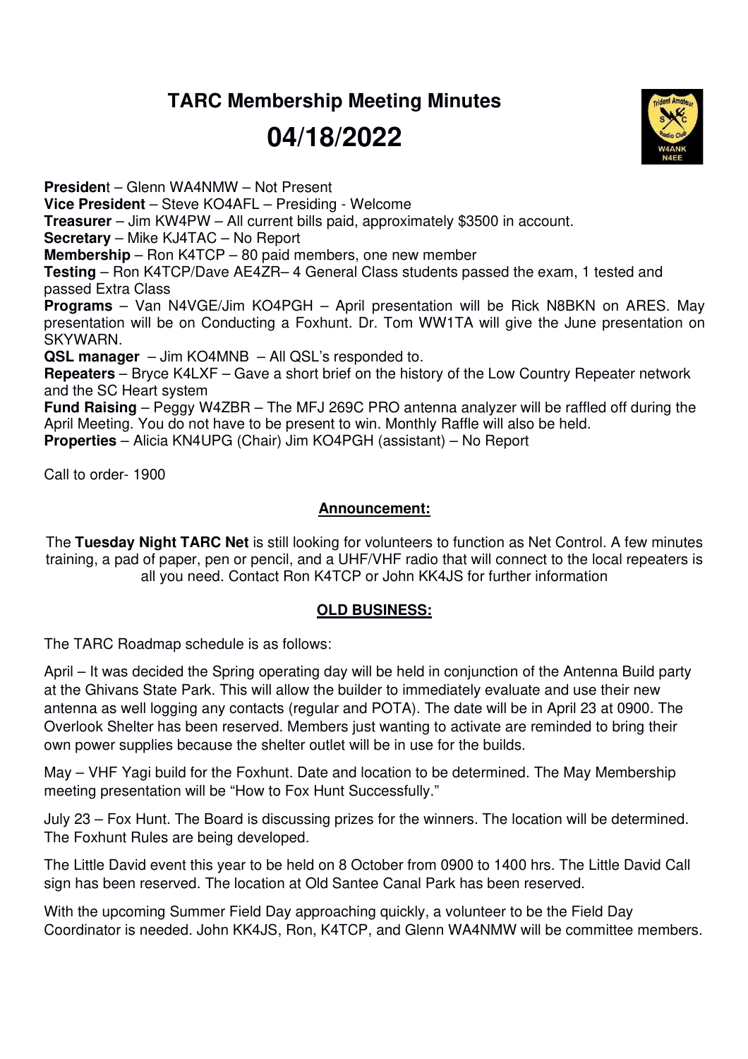# TARC Membership Meeting Minutes

# 04/18/2022

**President** – Glenn WA4NMW – Not Present
**Vice President** – Steve KO4AFL – Presiding - Welcome
**Treasurer** – Jim KW4PW – All current bills paid, approximately $3500 in account.
**Secretary** – Mike KJ4TAC – No Report
**Membership** – Ron K4TCP – 80 paid members, one new member
**Testing** – Ron K4TCP/Dave AE4ZR– 4 General Class students passed the exam, 1 tested and passed Extra Class
**Programs** – Van N4VGE/Jim KO4PGH – April presentation will be Rick N8BKN on ARES. May presentation will be on Conducting a Foxhunt. Dr. Tom WW1TA will give the June presentation on SKYWARN.
**QSL manager** – Jim KO4MNB – All QSL's responded to.
**Repeaters** – Bryce K4LXF – Gave a short brief on the history of the Low Country Repeater network and the SC Heart system
**Fund Raising** – Peggy W4ZBR – The MFJ 269C PRO antenna analyzer will be raffled off during the April Meeting. You do not have to be present to win. Monthly Raffle will also be held.
**Properties** – Alicia KN4UPG (Chair) Jim KO4PGH (assistant) – No Report

Call to order- 1900

## Announcement:

The **Tuesday Night TARC Net** is still looking for volunteers to function as Net Control. A few minutes training, a pad of paper, pen or pencil, and a UHF/VHF radio that will connect to the local repeaters is all you need. Contact Ron K4TCP or John KK4JS for further information

## OLD BUSINESS:

The TARC Roadmap schedule is as follows:

April – It was decided the Spring operating day will be held in conjunction of the Antenna Build party at the Ghivans State Park. This will allow the builder to immediately evaluate and use their new antenna as well logging any contacts (regular and POTA). The date will be in April 23 at 0900. The Overlook Shelter has been reserved. Members just wanting to activate are reminded to bring their own power supplies because the shelter outlet will be in use for the builds.

May – VHF Yagi build for the Foxhunt. Date and location to be determined. The May Membership meeting presentation will be "How to Fox Hunt Successfully."

July 23 – Fox Hunt. The Board is discussing prizes for the winners. The location will be determined. The Foxhunt Rules are being developed.

The Little David event this year to be held on 8 October from 0900 to 1400 hrs. The Little David Call sign has been reserved. The location at Old Santee Canal Park has been reserved.

With the upcoming Summer Field Day approaching quickly, a volunteer to be the Field Day Coordinator is needed. John KK4JS, Ron, K4TCP, and Glenn WA4NMW will be committee members.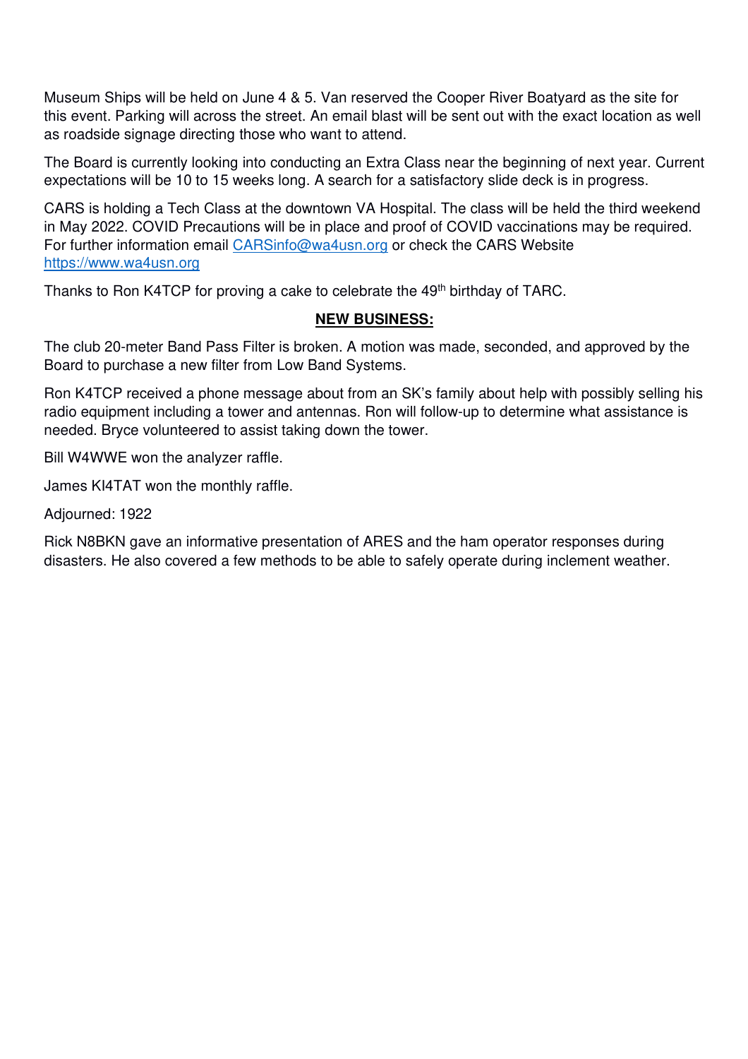Museum Ships will be held on June 4 & 5. Van reserved the Cooper River Boatyard as the site for this event. Parking will across the street. An email blast will be sent out with the exact location as well as roadside signage directing those who want to attend.

The Board is currently looking into conducting an Extra Class near the beginning of next year. Current expectations will be 10 to 15 weeks long. A search for a satisfactory slide deck is in progress.

CARS is holding a Tech Class at the downtown VA Hospital. The class will be held the third weekend in May 2022. COVID Precautions will be in place and proof of COVID vaccinations may be required. For further information email [CARSinfo@wa4usn.org](mailto:CARSinfo@wa4usn.org) or check the CARS Website [https://www.wa4usn.org](https://www.wa4usn.org)

Thanks to Ron K4TCP for proving a cake to celebrate the 49th birthday of TARC.

**NEW BUSINESS:**

The club 20-meter Band Pass Filter is broken. A motion was made, seconded, and approved by the Board to purchase a new filter from Low Band Systems.

Ron K4TCP received a phone message about from an SK's family about help with possibly selling his radio equipment including a tower and antennas. Ron will follow-up to determine what assistance is needed. Bryce volunteered to assist taking down the tower.

Bill W4WWE won the analyzer raffle.

James KI4TAT won the monthly raffle.

Adjourned: 1922

Rick N8BKN gave an informative presentation of ARES and the ham operator responses during disasters. He also covered a few methods to be able to safely operate during inclement weather.